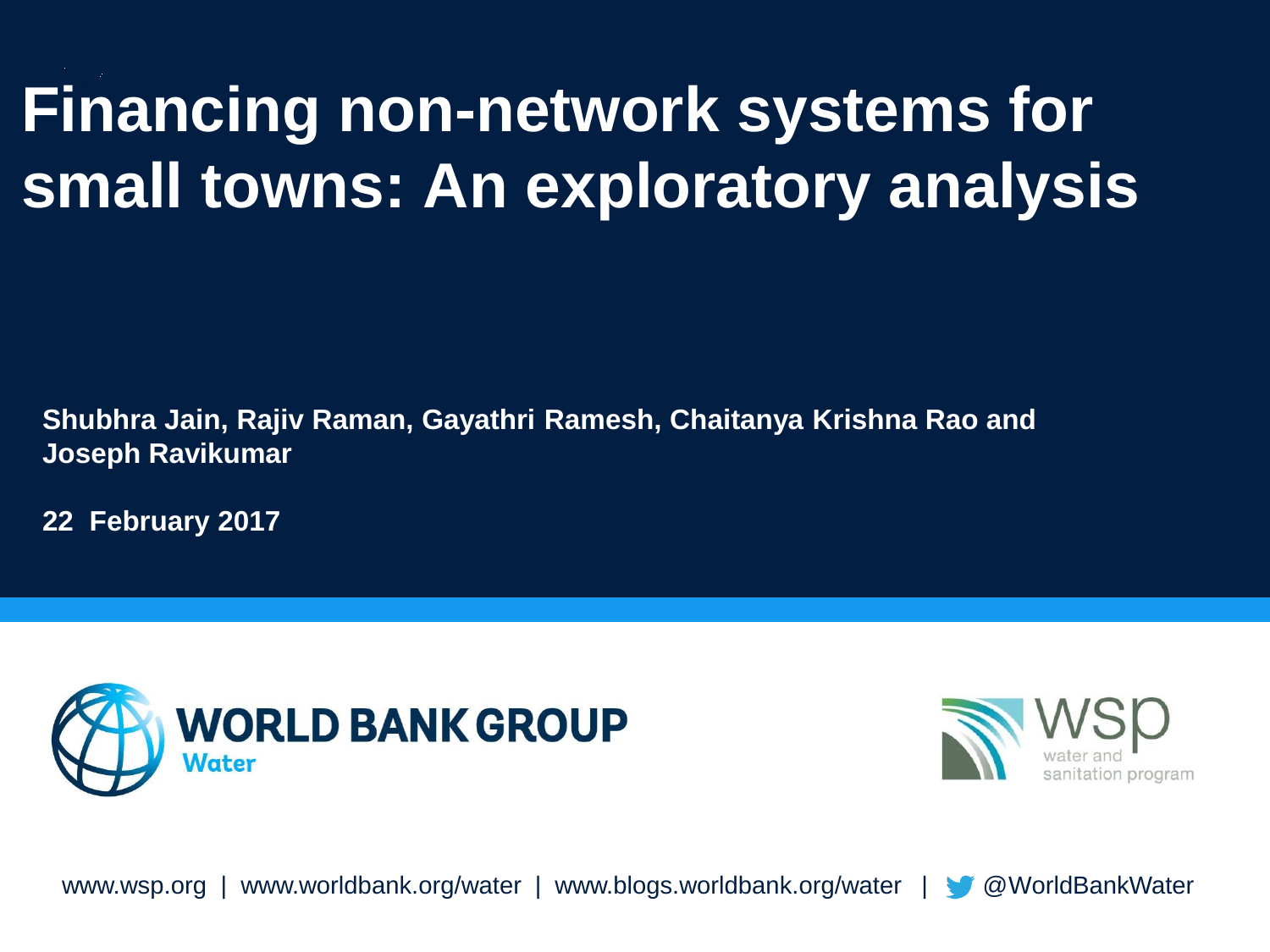# Financing non-network systems for small towns: An exploratory analysis

**Shubhra Jain, Rajiv Raman, Gayathri Ramesh, Chaitanya Krishna Rao and Joseph Ravikumar**

**22 February 2017**

WORLD BANK GROUP
Water

wsp
water and sanitation program

www.wsp.org | www.worldbank.org/water | www.blogs.worldbank.org/water | @WorldBankWater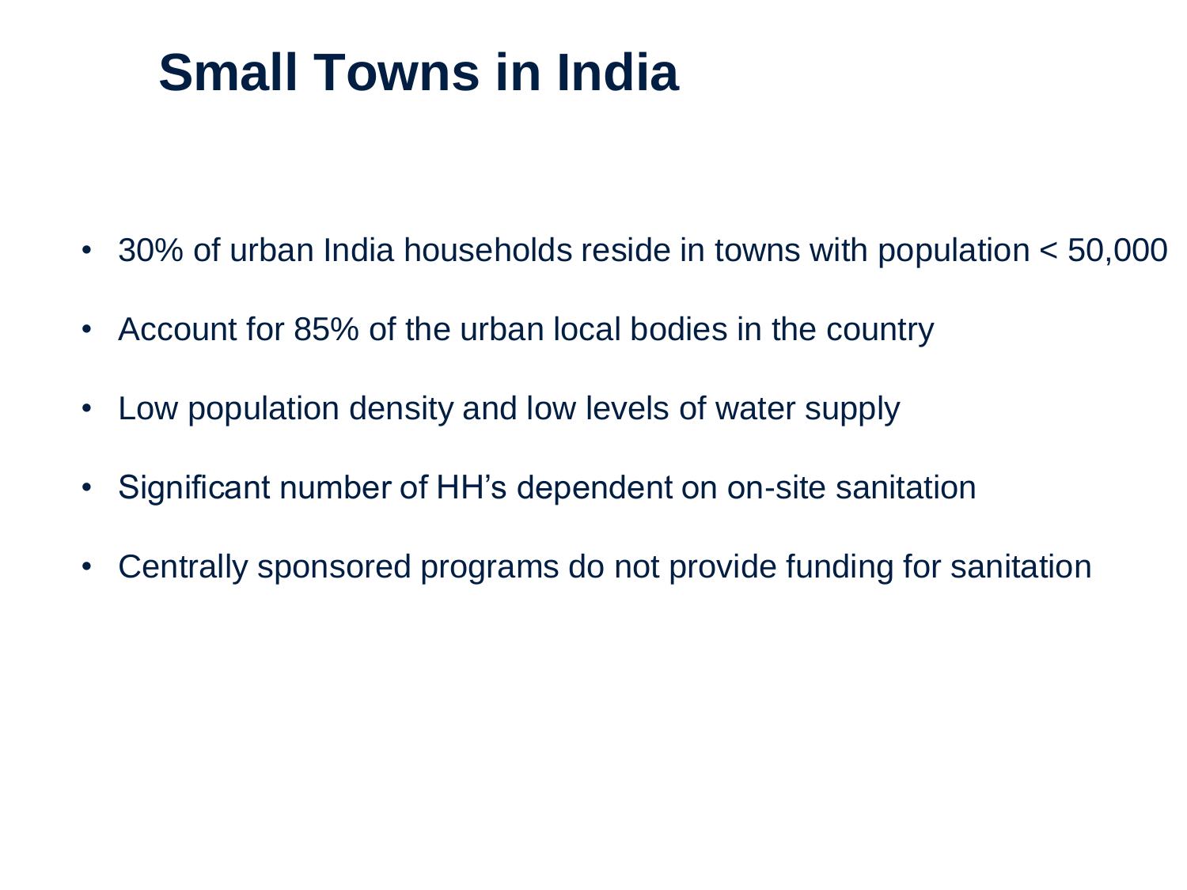# Small Towns in India

- 30% of urban India households reside in towns with population < 50,000
- Account for 85% of the urban local bodies in the country
- Low population density and low levels of water supply
- Significant number of HH's dependent on on-site sanitation
- Centrally sponsored programs do not provide funding for sanitation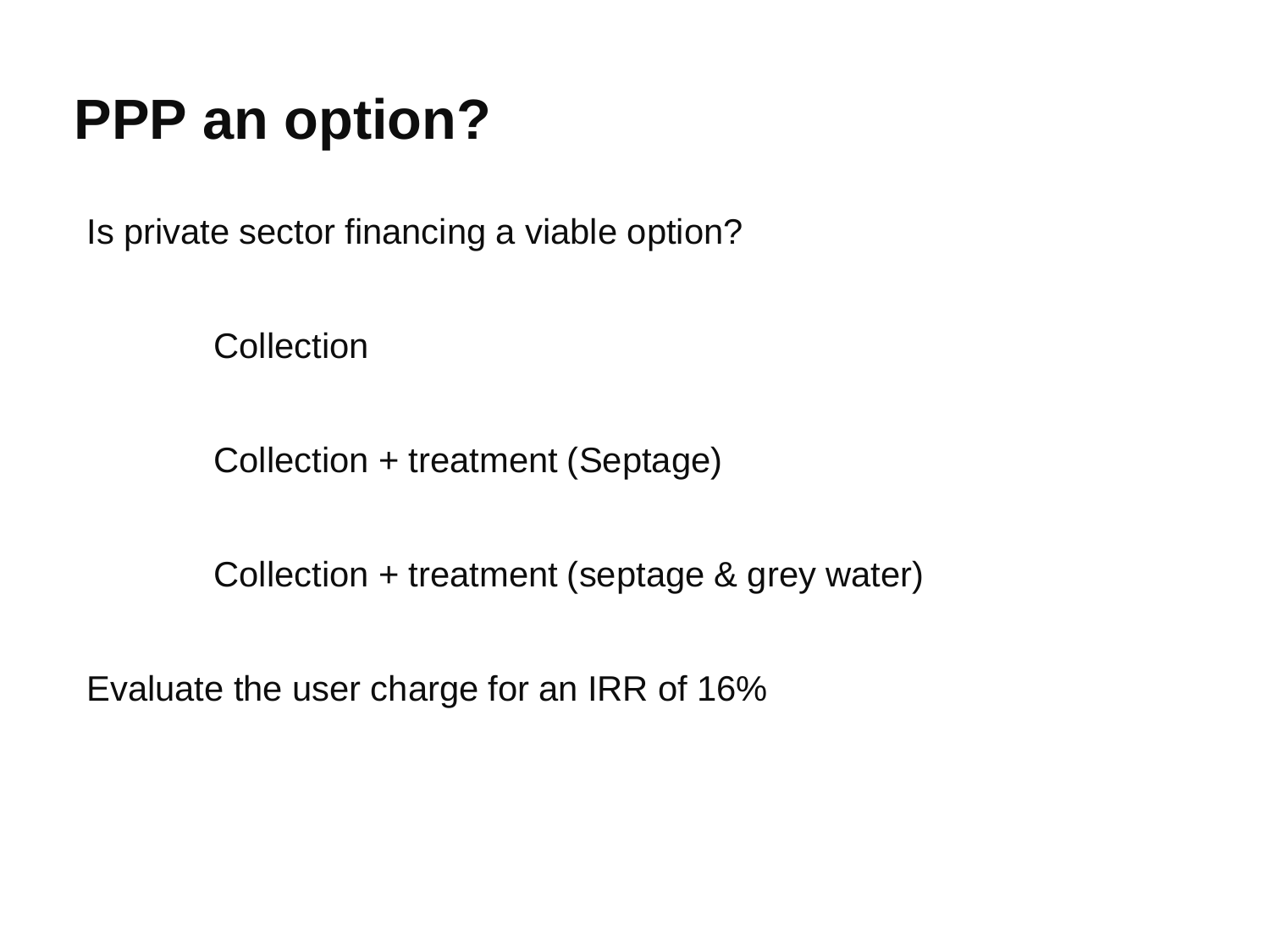# PPP an option?

Is private sector financing a viable option?

- Collection
- Collection + treatment (Septage)
- Collection + treatment (septage & grey water)

Evaluate the user charge for an IRR of 16%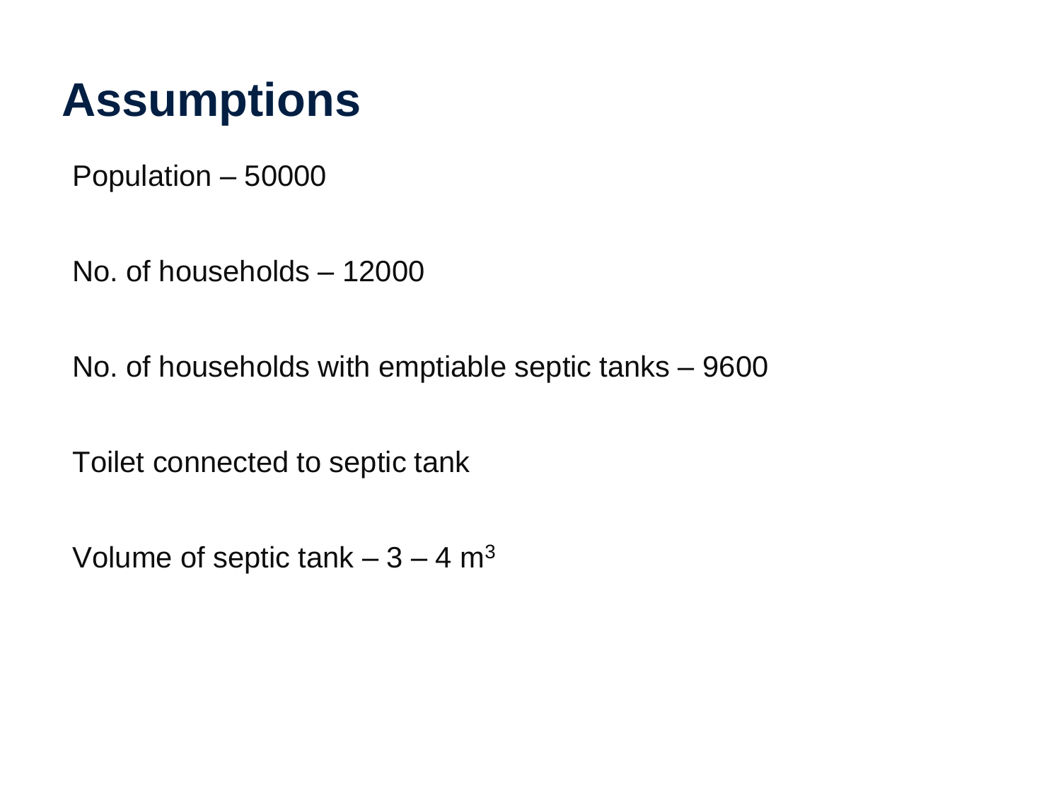# Assumptions

Population – 50000

No. of households – 12000

No. of households with emptiable septic tanks – 9600

Toilet connected to septic tank

Volume of septic tank – 3 – 4 $m^3$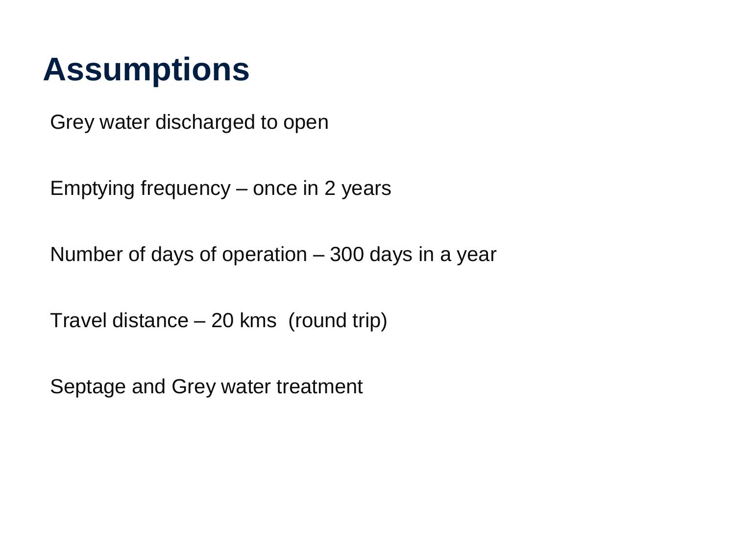# Assumptions

Grey water discharged to open

Emptying frequency – once in 2 years

Number of days of operation – 300 days in a year

Travel distance – 20 kms  (round trip)

Septage and Grey water treatment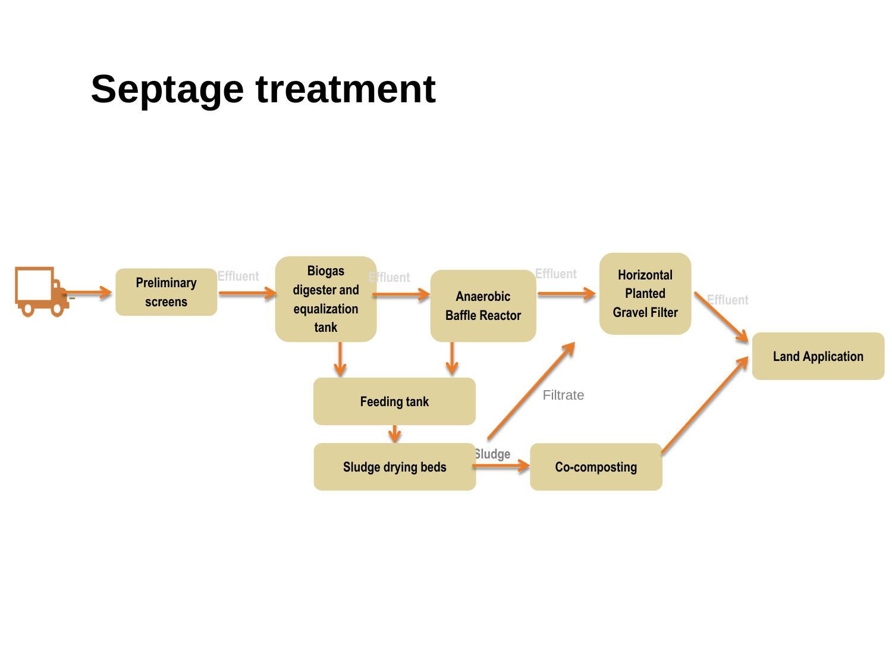# Septage treatment

Preliminary screens

Effluent

Biogas digester and equalization tank

Effluent

Anaerobic Baffle Reactor

Effluent

Horizontal Planted Gravel Filter

Effluent

Land Application

Feeding tank

Sludge drying beds

Sludge

Co-composting

Filtrate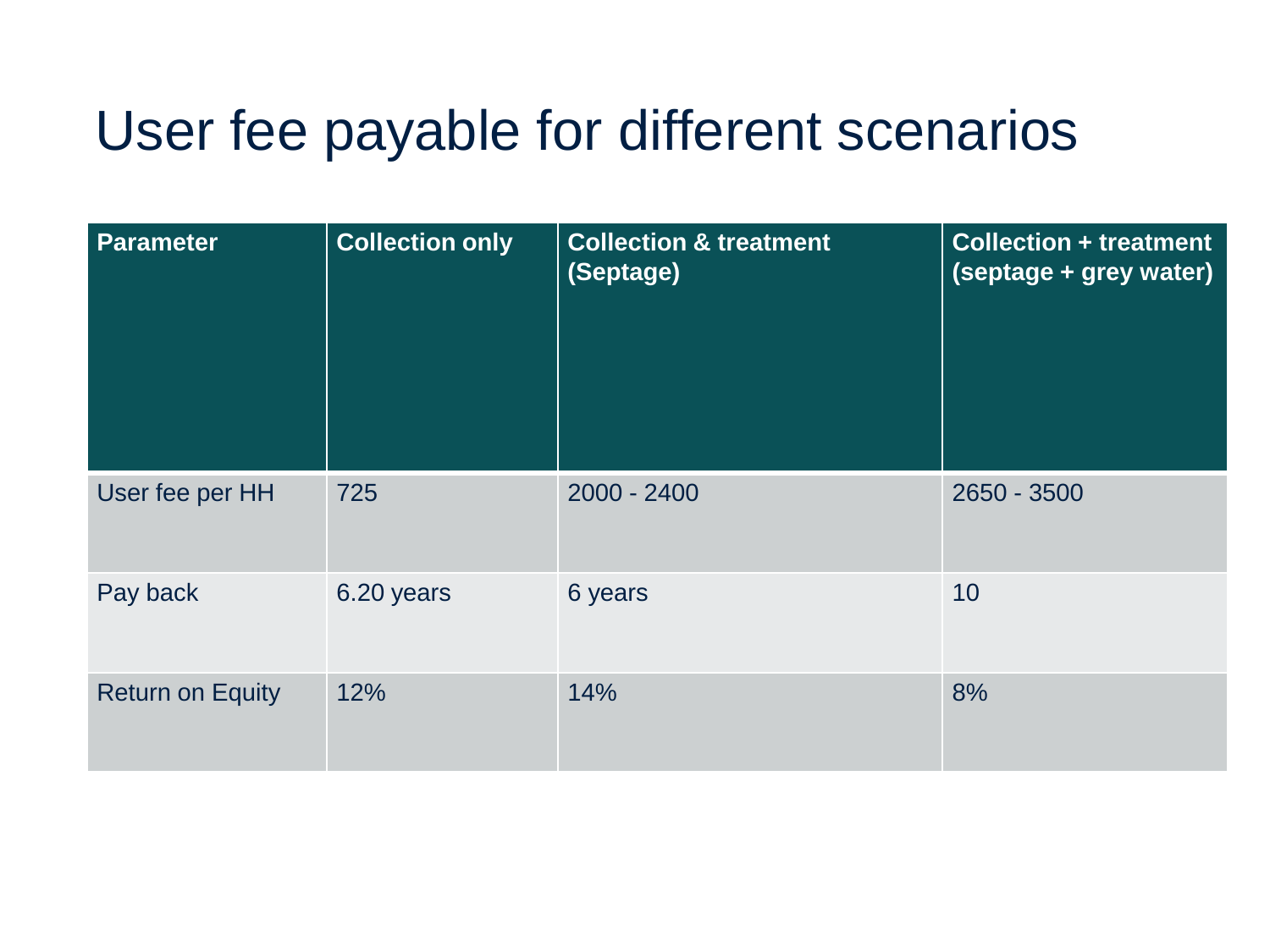# User fee payable for different scenarios

| Parameter | Collection only | Collection & treatment (Septage) | Collection + treatment (septage + grey water) |
| --- | --- | --- | --- |
| User fee per HH | 725 | 2000 - 2400 | 2650 - 3500 |
| Pay back | 6.20 years | 6 years | 10 |
| Return on Equity | 12% | 14% | 8% |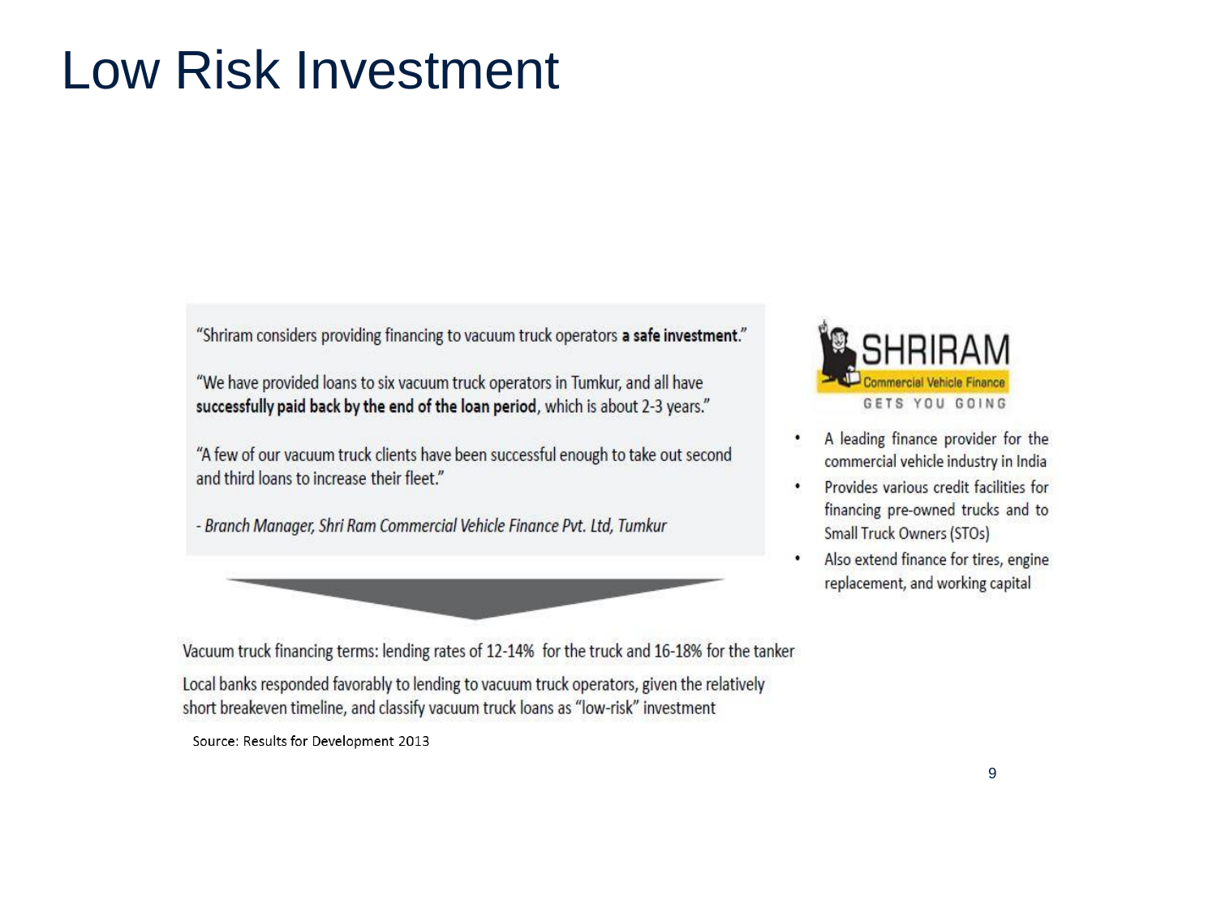# Low Risk Investment

"Shriram considers providing financing to vacuum truck operators **a safe investment**."

"We have provided loans to six vacuum truck operators in Tumkur, and all have **successfully paid back by the end of the loan period**, which is about 2-3 years."

"A few of our vacuum truck clients have been successful enough to take out second and third loans to increase their fleet."

*- Branch Manager, Shri Ram Commercial Vehicle Finance Pvt. Ltd, Tumkur*

SHRIRAM Commercial Vehicle Finance GETS YOU GOING

- A leading finance provider for the commercial vehicle industry in India
- Provides various credit facilities for financing pre-owned trucks and to Small Truck Owners (STOs)
- Also extend finance for tires, engine replacement, and working capital

Vacuum truck financing terms: lending rates of 12-14% for the truck and 16-18% for the tanker

Local banks responded favorably to lending to vacuum truck operators, given the relatively short breakeven timeline, and classify vacuum truck loans as "low-risk" investment

Source: Results for Development 2013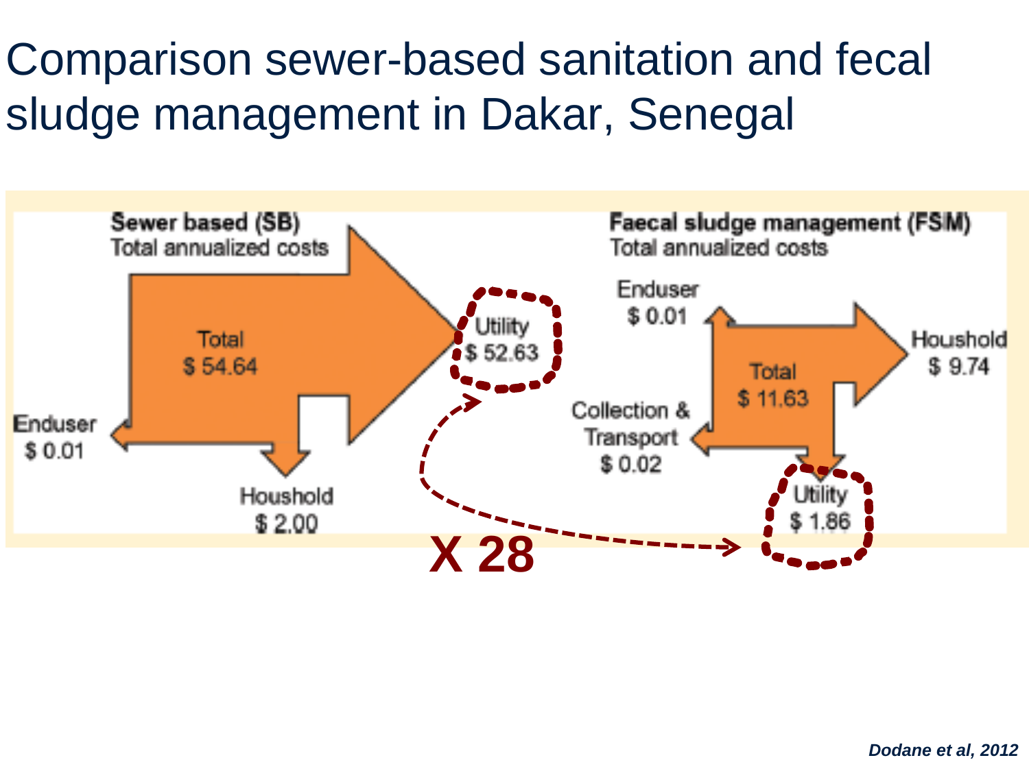# Comparison sewer-based sanitation and fecal sludge management in Dakar, Senegal

**Sewer based (SB)**
Total annualized costs

Total
$ 54.64

Utility
$ 52.63

Enduser
$ 0.01

Houshold
$ 2.00

**Faecal sludge management (FSM)**
Total annualized costs

Enduser
$ 0.01

Total
$ 11.63

Houshold
$ 9.74

Collection & Transport
$ 0.02

Utility
$ 1.86

**X 28**

***Dodane et al, 2012***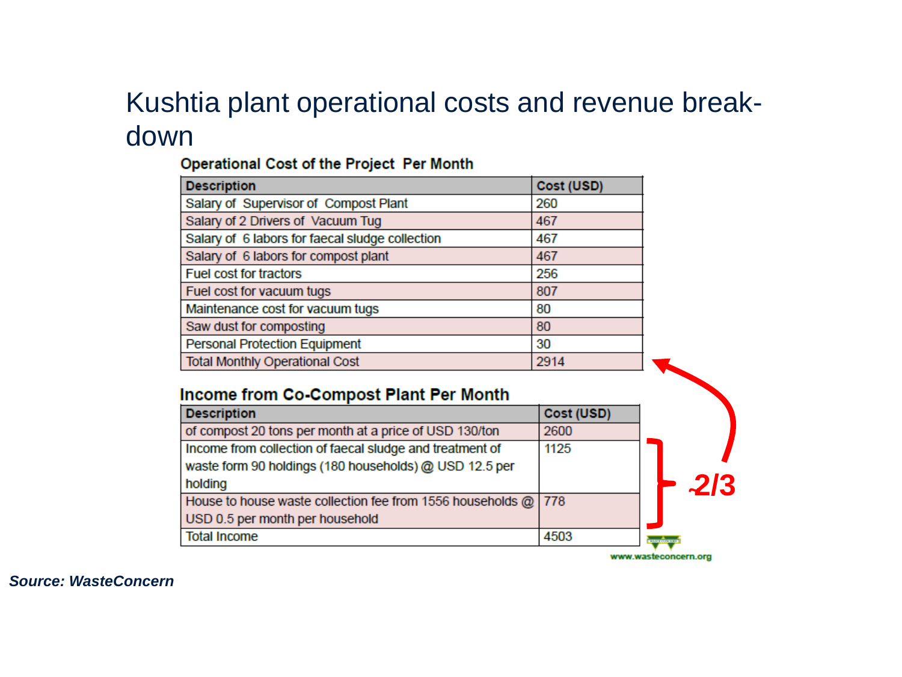# Kushtia plant operational costs and revenue break-down

**Operational Cost of the Project Per Month**

| Description | Cost (USD) |
| --- | --- |
| Salary of Supervisor of Compost Plant | 260 |
| Salary of 2 Drivers of Vacuum Tug | 467 |
| Salary of 6 labors for faecal sludge collection | 467 |
| Salary of 6 labors for compost plant | 467 |
| Fuel cost for tractors | 256 |
| Fuel cost for vacuum tugs | 807 |
| Maintenance cost for vacuum tugs | 80 |
| Saw dust for composting | 80 |
| Personal Protection Equipment | 30 |
| Total Monthly Operational Cost | 2914 |

**Income from Co-Compost Plant Per Month**

| Description | Cost (USD) |
| --- | --- |
| of compost 20 tons per month at a price of USD 130/ton | 2600 |
| Income from collection of faecal sludge and treatment of waste form 90 holdings (180 households) @ USD 12.5 per holding | 1125 |
| House to house waste collection fee from 1556 households @ USD 0.5 per month per household | 778 |
| Total Income | 4503 |

~2/3

www.wasteconcern.org

***Source: WasteConcern***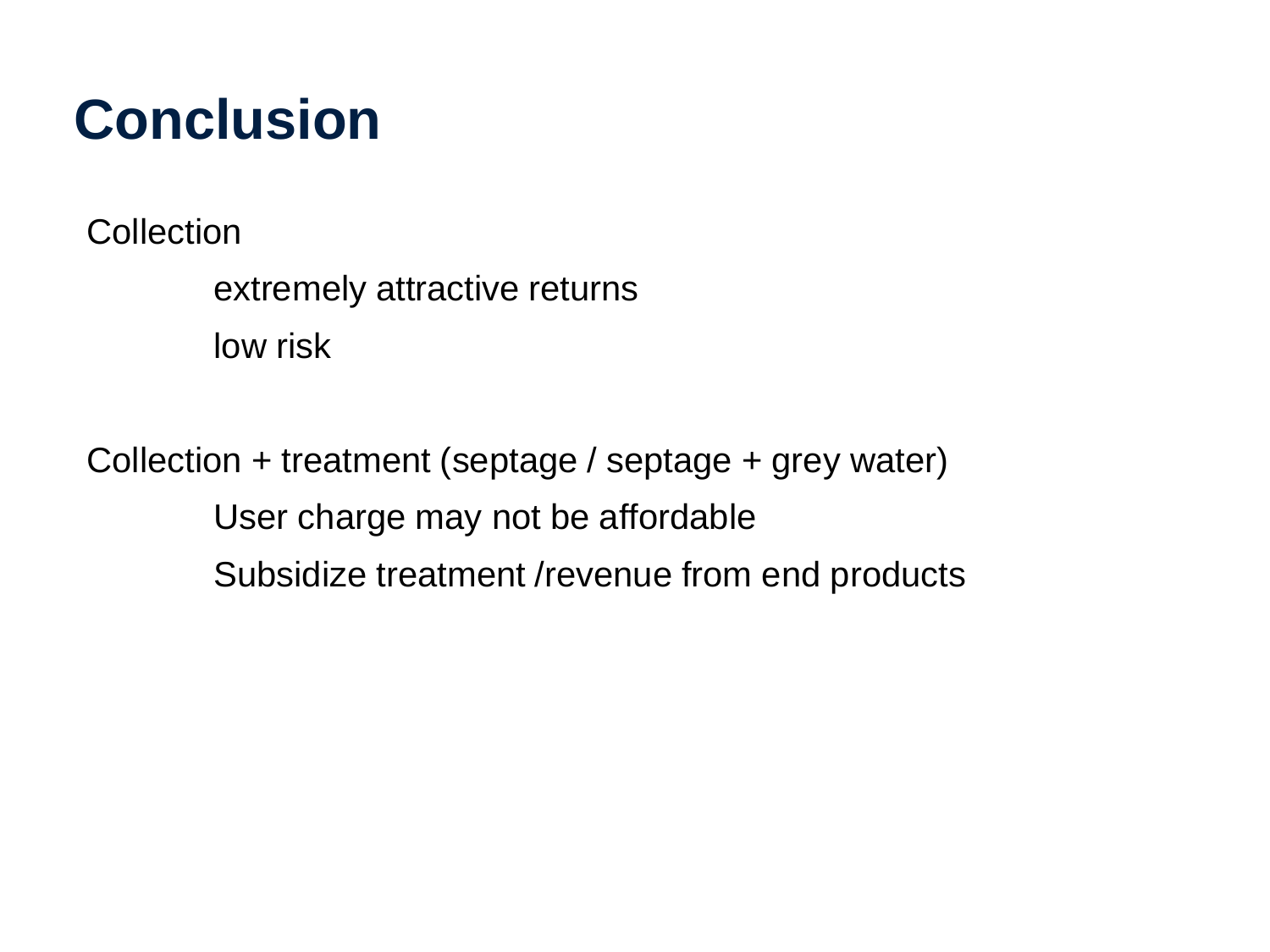# Conclusion

Collection

- extremely attractive returns
- low risk

Collection + treatment (septage / septage + grey water)

- User charge may not be affordable
- Subsidize treatment /revenue from end products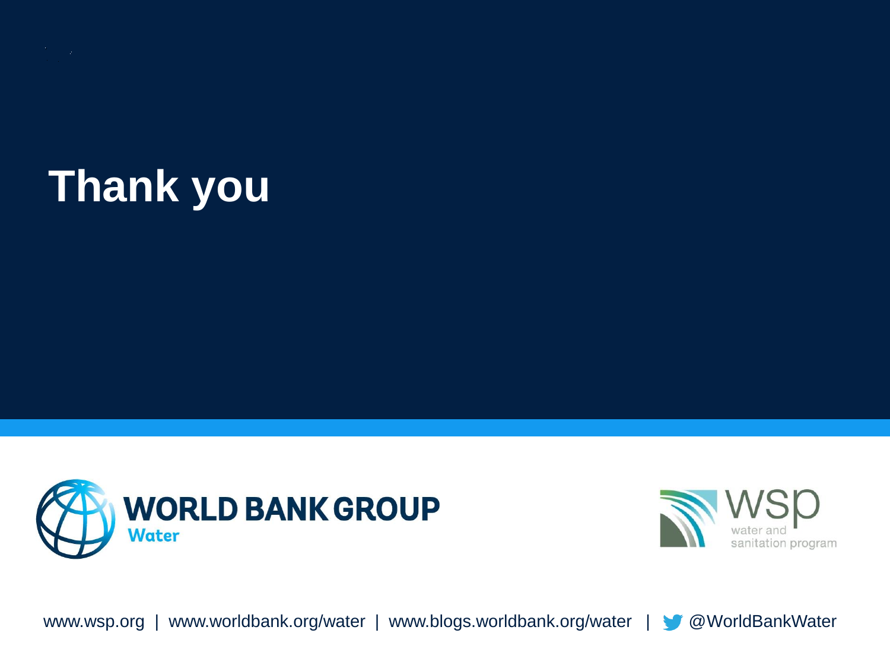# Thank you

WORLD BANK GROUP
Water

wsp
water and
sanitation program

www.wsp.org | www.worldbank.org/water | www.blogs.worldbank.org/water | @WorldBankWater